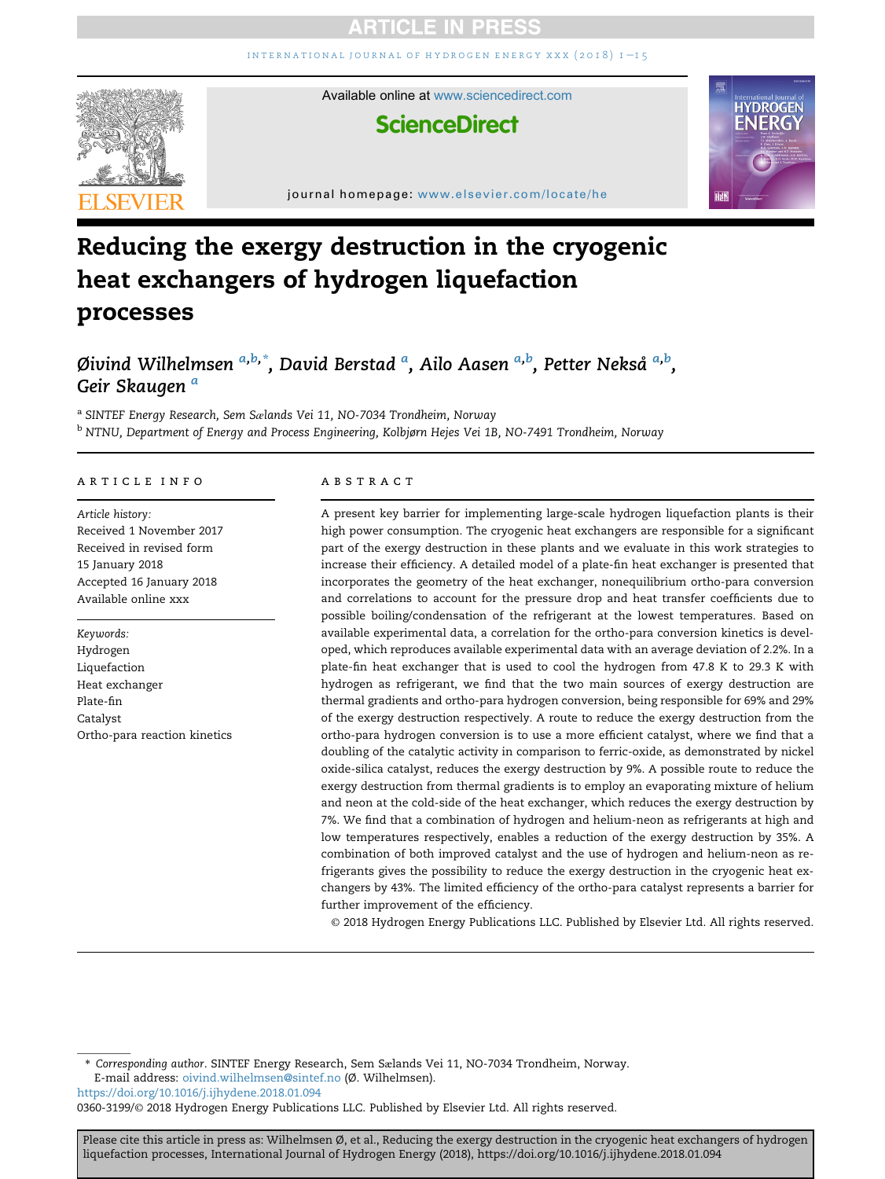# Reducing the exergy destruction in the cryogenic heat exchangers of hydrogen liquefaction processes

Øivind Wilhelmsen [a,b,*], David Berstad [a], Ailo Aasen [a,b], Petter Nekså [a,b], Geir Skaugen [a]

[a] SINTEF Energy Research, Sem Sælands Vei 11, NO-7034 Trondheim, Norway

[b] NTNU, Department of Energy and Process Engineering, Kolbjørn Hejes Vei 1B, NO-7491 Trondheim, Norway

## ARTICLE INFO

*Article history:*
Received 1 November 2017
Received in revised form 15 January 2018
Accepted 16 January 2018
Available online xxx

*Keywords:*
Hydrogen
Liquefaction
Heat exchanger
Plate-fin
Catalyst
Ortho-para reaction kinetics

## ABSTRACT

A present key barrier for implementing large-scale hydrogen liquefaction plants is their high power consumption. The cryogenic heat exchangers are responsible for a significant part of the exergy destruction in these plants and we evaluate in this work strategies to increase their efficiency. A detailed model of a plate-fin heat exchanger is presented that incorporates the geometry of the heat exchanger, nonequilibrium ortho-para conversion and correlations to account for the pressure drop and heat transfer coefficients due to possible boiling/condensation of the refrigerant at the lowest temperatures. Based on available experimental data, a correlation for the ortho-para conversion kinetics is developed, which reproduces available experimental data with an average deviation of 2.2%. In a plate-fin heat exchanger that is used to cool the hydrogen from 47.8 K to 29.3 K with hydrogen as refrigerant, we find that the two main sources of exergy destruction are thermal gradients and ortho-para hydrogen conversion, being responsible for 69% and 29% of the exergy destruction respectively. A route to reduce the exergy destruction from the ortho-para hydrogen conversion is to use a more efficient catalyst, where we find that a doubling of the catalytic activity in comparison to ferric-oxide, as demonstrated by nickel oxide-silica catalyst, reduces the exergy destruction by 9%. A possible route to reduce the exergy destruction from thermal gradients is to employ an evaporating mixture of helium and neon at the cold-side of the heat exchanger, which reduces the exergy destruction by 7%. We find that a combination of hydrogen and helium-neon as refrigerants at high and low temperatures respectively, enables a reduction of the exergy destruction by 35%. A combination of both improved catalyst and the use of hydrogen and helium-neon as refrigerants gives the possibility to reduce the exergy destruction in the cryogenic heat exchangers by 43%. The limited efficiency of the ortho-para catalyst represents a barrier for further improvement of the efficiency.

© 2018 Hydrogen Energy Publications LLC. Published by Elsevier Ltd. All rights reserved.

\* *Corresponding author*. SINTEF Energy Research, Sem Sælands Vei 11, NO-7034 Trondheim, Norway.
E-mail address: oivind.wilhelmsen@sintef.no (Ø. Wilhelmsen).

https://doi.org/10.1016/j.ijhydene.2018.01.094

0360-3199/© 2018 Hydrogen Energy Publications LLC. Published by Elsevier Ltd. All rights reserved.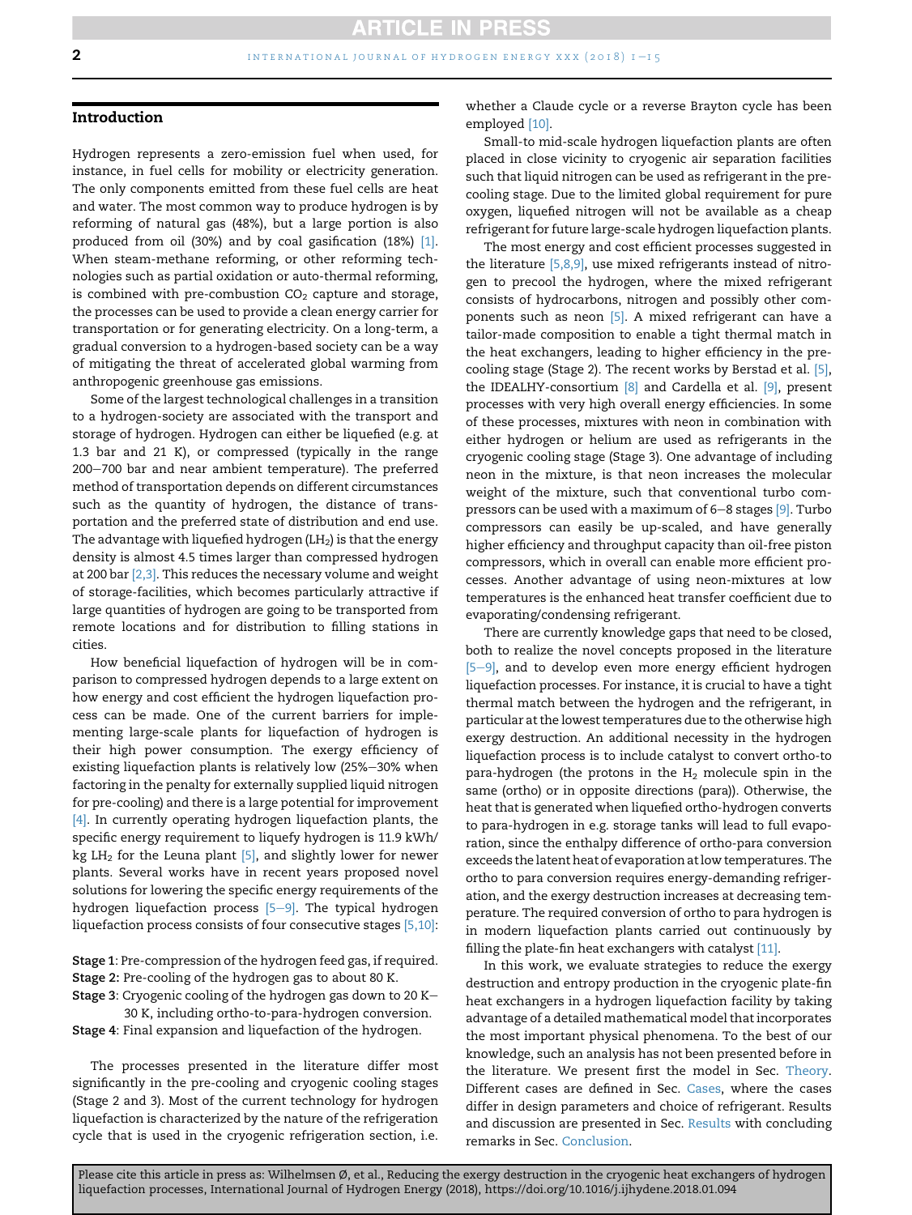## Introduction

Hydrogen represents a zero-emission fuel when used, for instance, in fuel cells for mobility or electricity generation. The only components emitted from these fuel cells are heat and water. The most common way to produce hydrogen is by reforming of natural gas (48%), but a large portion is also produced from oil (30%) and by coal gasification (18%) [1]. When steam-methane reforming, or other reforming technologies such as partial oxidation or auto-thermal reforming, is combined with pre-combustion $CO_2$ capture and storage, the processes can be used to provide a clean energy carrier for transportation or for generating electricity. On a long-term, a gradual conversion to a hydrogen-based society can be a way of mitigating the threat of accelerated global warming from anthropogenic greenhouse gas emissions.

Some of the largest technological challenges in a transition to a hydrogen-society are associated with the transport and storage of hydrogen. Hydrogen can either be liquefied (e.g. at 1.3 bar and 21 K), or compressed (typically in the range 200–700 bar and near ambient temperature). The preferred method of transportation depends on different circumstances such as the quantity of hydrogen, the distance of transportation and the preferred state of distribution and end use. The advantage with liquefied hydrogen ($LH_2$) is that the energy density is almost 4.5 times larger than compressed hydrogen at 200 bar [2,3]. This reduces the necessary volume and weight of storage-facilities, which becomes particularly attractive if large quantities of hydrogen are going to be transported from remote locations and for distribution to filling stations in cities.

How beneficial liquefaction of hydrogen will be in comparison to compressed hydrogen depends to a large extent on how energy and cost efficient the hydrogen liquefaction process can be made. One of the current barriers for implementing large-scale plants for liquefaction of hydrogen is their high power consumption. The exergy efficiency of existing liquefaction plants is relatively low (25%–30% when factoring in the penalty for externally supplied liquid nitrogen for pre-cooling) and there is a large potential for improvement [4]. In currently operating hydrogen liquefaction plants, the specific energy requirement to liquefy hydrogen is 11.9 kWh/kg $LH_2$ for the Leuna plant [5], and slightly lower for newer plants. Several works have in recent years proposed novel solutions for lowering the specific energy requirements of the hydrogen liquefaction process [5–9]. The typical hydrogen liquefaction process consists of four consecutive stages [5,10]:

**Stage 1**: Pre-compression of the hydrogen feed gas, if required.
**Stage 2:** Pre-cooling of the hydrogen gas to about 80 K.
**Stage 3**: Cryogenic cooling of the hydrogen gas down to 20 K–30 K, including ortho-to-para-hydrogen conversion.
**Stage 4**: Final expansion and liquefaction of the hydrogen.

The processes presented in the literature differ most significantly in the pre-cooling and cryogenic cooling stages (Stage 2 and 3). Most of the current technology for hydrogen liquefaction is characterized by the nature of the refrigeration cycle that is used in the cryogenic refrigeration section, i.e. whether a Claude cycle or a reverse Brayton cycle has been employed [10].

Small-to mid-scale hydrogen liquefaction plants are often placed in close vicinity to cryogenic air separation facilities such that liquid nitrogen can be used as refrigerant in the pre-cooling stage. Due to the limited global requirement for pure oxygen, liquefied nitrogen will not be available as a cheap refrigerant for future large-scale hydrogen liquefaction plants.

The most energy and cost efficient processes suggested in the literature [5,8,9], use mixed refrigerants instead of nitrogen to precool the hydrogen, where the mixed refrigerant consists of hydrocarbons, nitrogen and possibly other components such as neon [5]. A mixed refrigerant can have a tailor-made composition to enable a tight thermal match in the heat exchangers, leading to higher efficiency in the pre-cooling stage (Stage 2). The recent works by Berstad et al. [5], the IDEALHY-consortium [8] and Cardella et al. [9], present processes with very high overall energy efficiencies. In some of these processes, mixtures with neon in combination with either hydrogen or helium are used as refrigerants in the cryogenic cooling stage (Stage 3). One advantage of including neon in the mixture, is that neon increases the molecular weight of the mixture, such that conventional turbo compressors can be used with a maximum of 6–8 stages [9]. Turbo compressors can easily be up-scaled, and have generally higher efficiency and throughput capacity than oil-free piston compressors, which in overall can enable more efficient processes. Another advantage of using neon-mixtures at low temperatures is the enhanced heat transfer coefficient due to evaporating/condensing refrigerant.

There are currently knowledge gaps that need to be closed, both to realize the novel concepts proposed in the literature [5–9], and to develop even more energy efficient hydrogen liquefaction processes. For instance, it is crucial to have a tight thermal match between the hydrogen and the refrigerant, in particular at the lowest temperatures due to the otherwise high exergy destruction. An additional necessity in the hydrogen liquefaction process is to include catalyst to convert ortho-to para-hydrogen (the protons in the $H_2$ molecule spin in the same (ortho) or in opposite directions (para)). Otherwise, the heat that is generated when liquefied ortho-hydrogen converts to para-hydrogen in e.g. storage tanks will lead to full evaporation, since the enthalpy difference of ortho-para conversion exceeds the latent heat of evaporation at low temperatures. The ortho to para conversion requires energy-demanding refrigeration, and the exergy destruction increases at decreasing temperature. The required conversion of ortho to para hydrogen is in modern liquefaction plants carried out continuously by filling the plate-fin heat exchangers with catalyst [11].

In this work, we evaluate strategies to reduce the exergy destruction and entropy production in the cryogenic plate-fin heat exchangers in a hydrogen liquefaction facility by taking advantage of a detailed mathematical model that incorporates the most important physical phenomena. To the best of our knowledge, such an analysis has not been presented before in the literature. We present first the model in Sec. Theory. Different cases are defined in Sec. Cases, where the cases differ in design parameters and choice of refrigerant. Results and discussion are presented in Sec. Results with concluding remarks in Sec. Conclusion.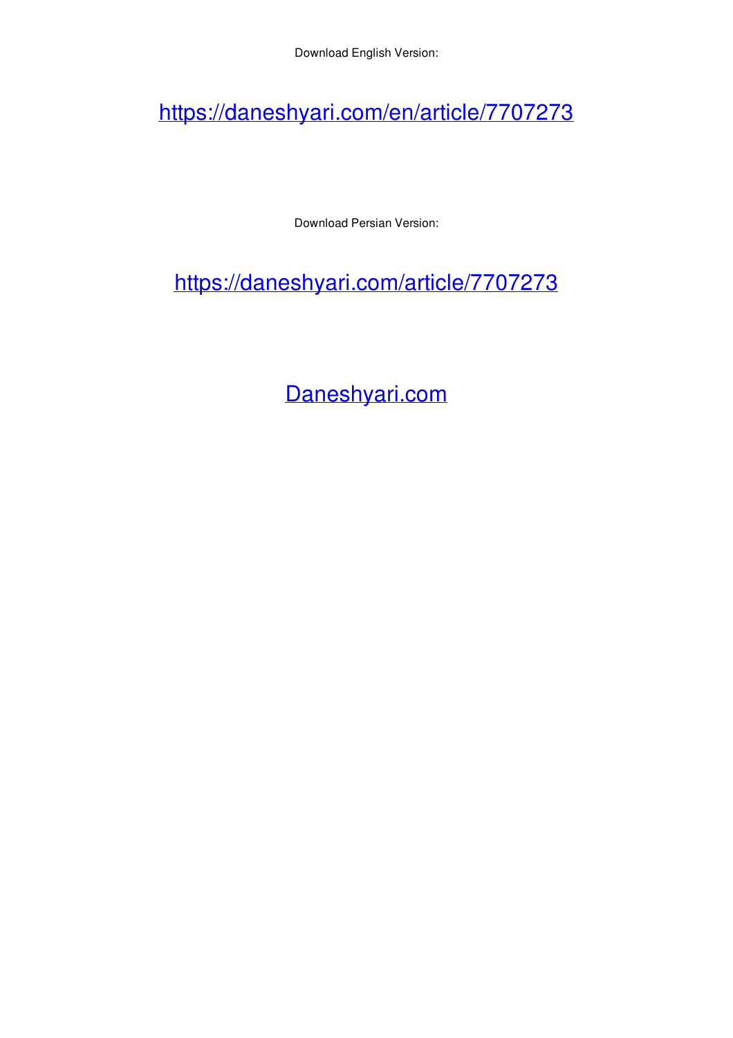Download English Version:

https://daneshyari.com/en/article/7707273

Download Persian Version:

https://daneshyari.com/article/7707273

Daneshyari.com